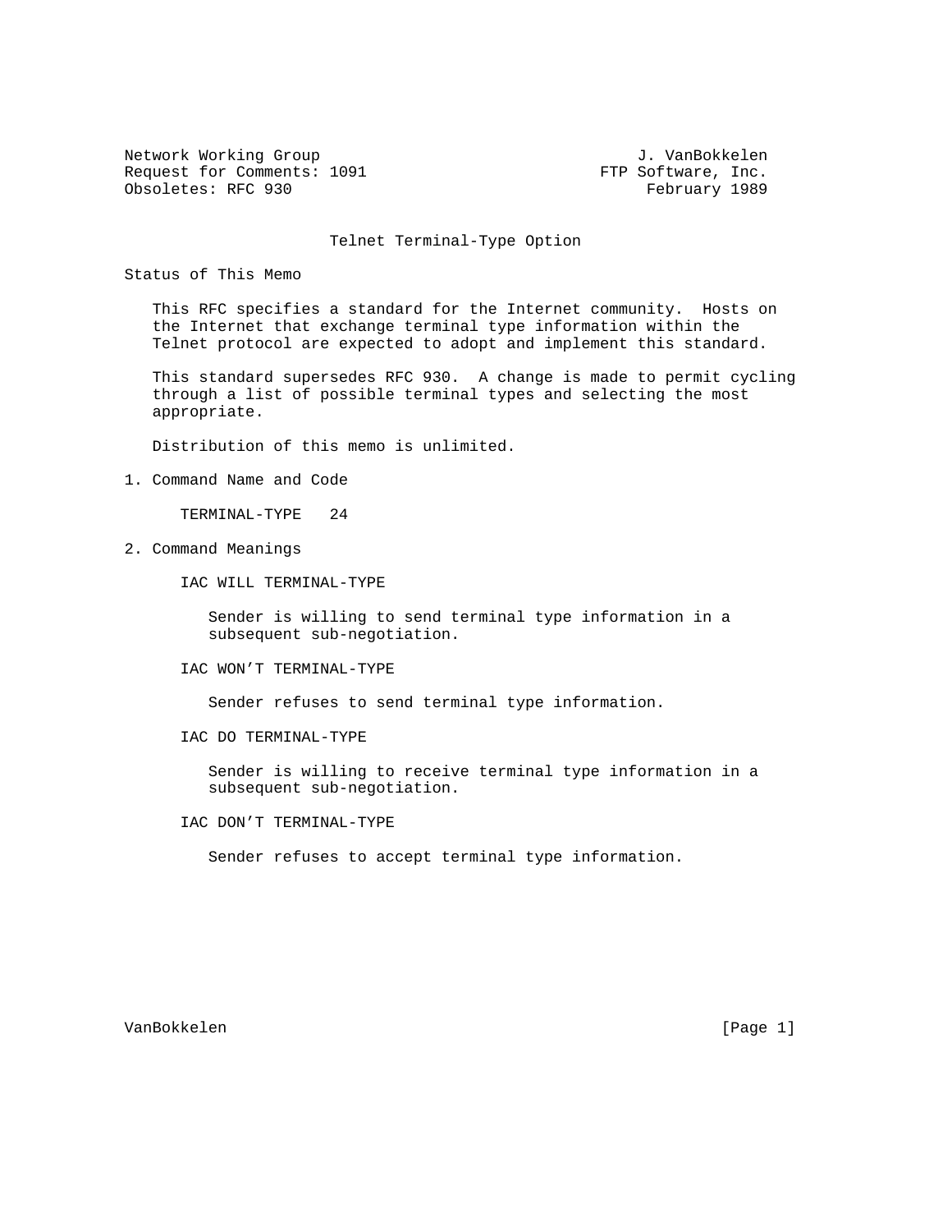Network Working Group                                      J. VanBokkelen
Request for Comments: 1091                              FTP Software, Inc.
Obsoletes: RFC 930                                          February 1989

# Telnet Terminal-Type Option

## Status of This Memo

This RFC specifies a standard for the Internet community. Hosts on the Internet that exchange terminal type information within the Telnet protocol are expected to adopt and implement this standard.

This standard supersedes RFC 930. A change is made to permit cycling through a list of possible terminal types and selecting the most appropriate.

Distribution of this memo is unlimited.

## 1. Command Name and Code

TERMINAL-TYPE   24

## 2. Command Meanings

IAC WILL TERMINAL-TYPE

Sender is willing to send terminal type information in a subsequent sub-negotiation.

IAC WON’T TERMINAL-TYPE

Sender refuses to send terminal type information.

IAC DO TERMINAL-TYPE

Sender is willing to receive terminal type information in a subsequent sub-negotiation.

IAC DON’T TERMINAL-TYPE

Sender refuses to accept terminal type information.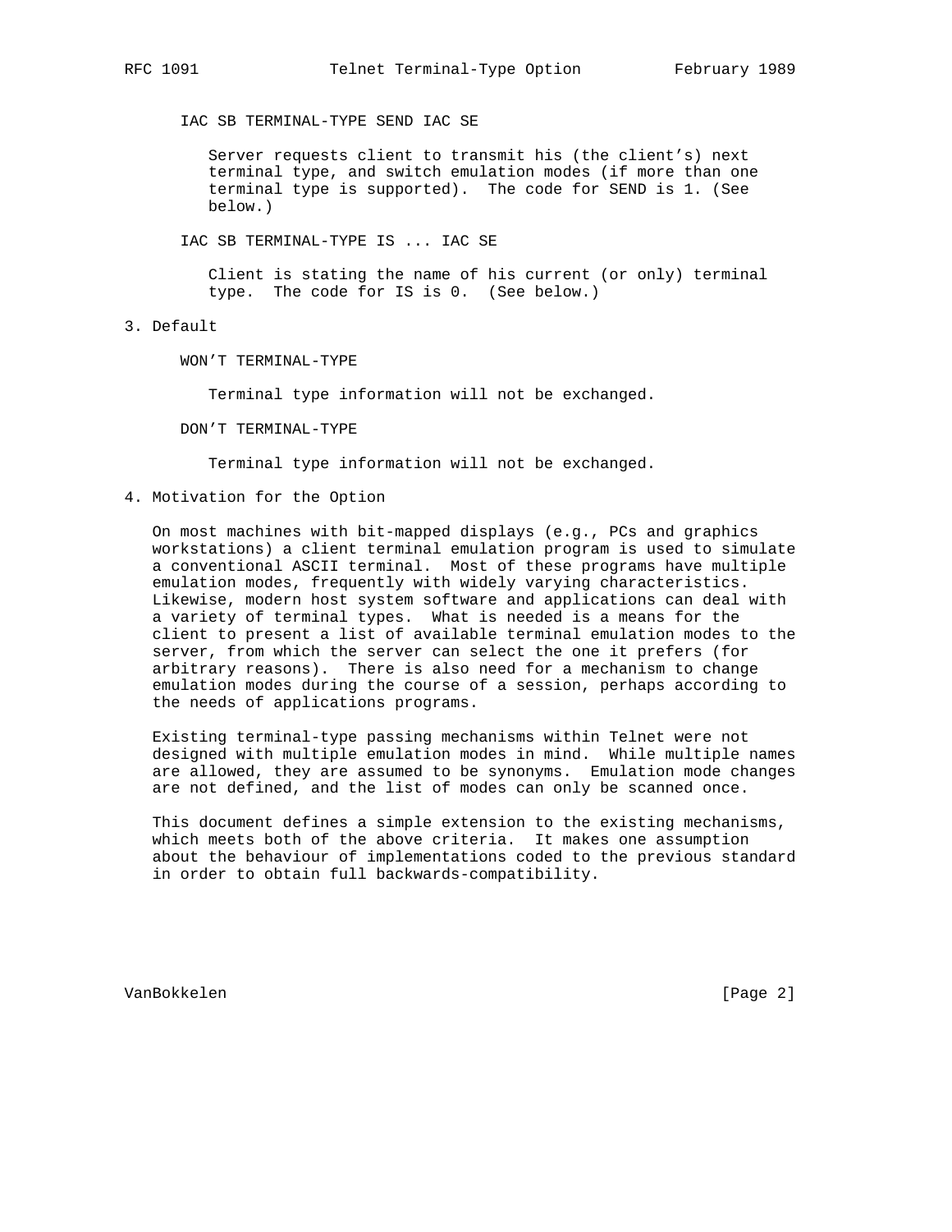IAC SB TERMINAL-TYPE SEND IAC SE

Server requests client to transmit his (the client's) next terminal type, and switch emulation modes (if more than one terminal type is supported). The code for SEND is 1. (See below.)

IAC SB TERMINAL-TYPE IS ... IAC SE

Client is stating the name of his current (or only) terminal type. The code for IS is 0. (See below.)

## 3. Default

WON'T TERMINAL-TYPE

Terminal type information will not be exchanged.

DON'T TERMINAL-TYPE

Terminal type information will not be exchanged.

## 4. Motivation for the Option

On most machines with bit-mapped displays (e.g., PCs and graphics workstations) a client terminal emulation program is used to simulate a conventional ASCII terminal. Most of these programs have multiple emulation modes, frequently with widely varying characteristics. Likewise, modern host system software and applications can deal with a variety of terminal types. What is needed is a means for the client to present a list of available terminal emulation modes to the server, from which the server can select the one it prefers (for arbitrary reasons). There is also need for a mechanism to change emulation modes during the course of a session, perhaps according to the needs of applications programs.

Existing terminal-type passing mechanisms within Telnet were not designed with multiple emulation modes in mind. While multiple names are allowed, they are assumed to be synonyms. Emulation mode changes are not defined, and the list of modes can only be scanned once.

This document defines a simple extension to the existing mechanisms, which meets both of the above criteria. It makes one assumption about the behaviour of implementations coded to the previous standard in order to obtain full backwards-compatibility.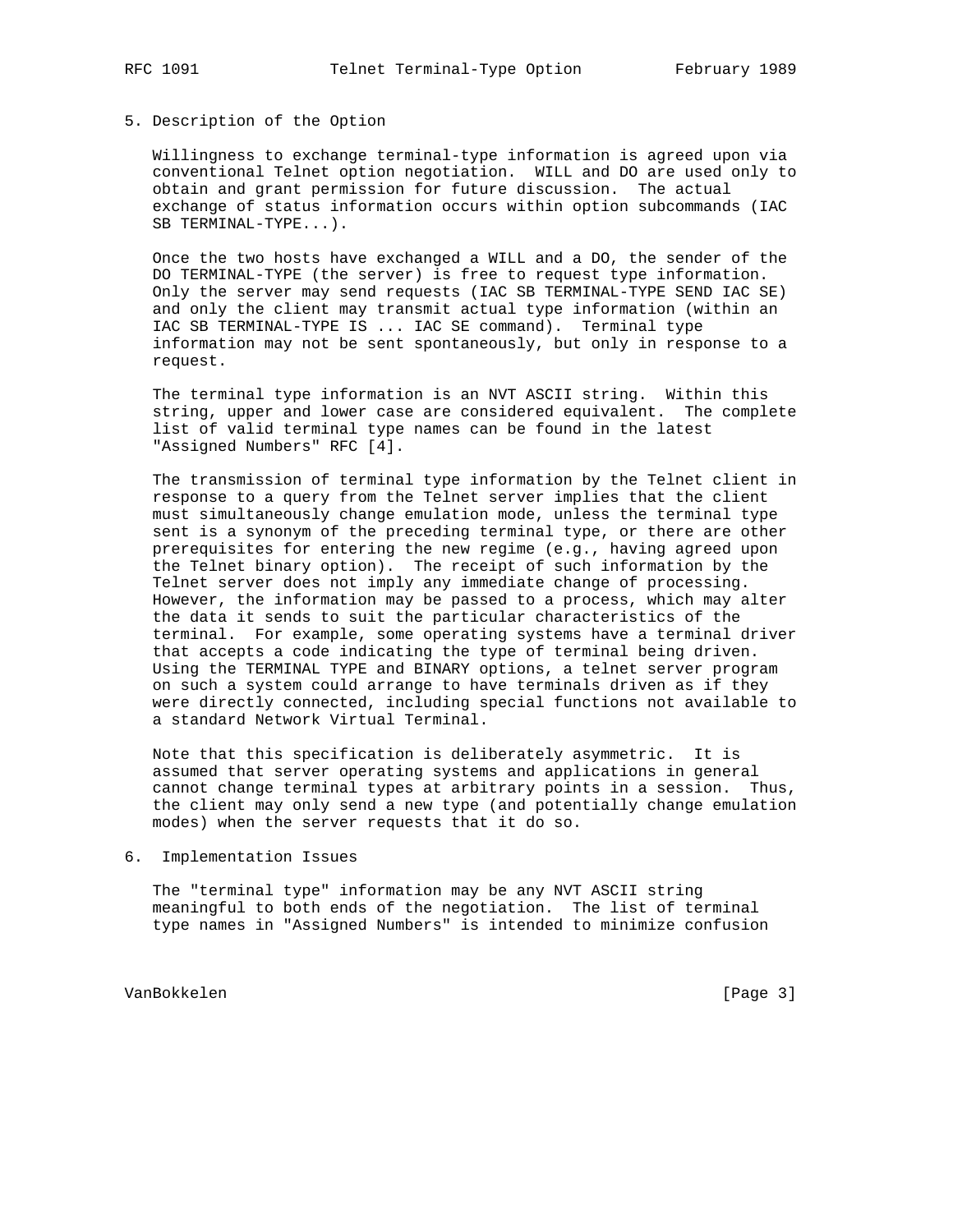## 5. Description of the Option

Willingness to exchange terminal-type information is agreed upon via conventional Telnet option negotiation. WILL and DO are used only to obtain and grant permission for future discussion. The actual exchange of status information occurs within option subcommands (IAC SB TERMINAL-TYPE...).

Once the two hosts have exchanged a WILL and a DO, the sender of the DO TERMINAL-TYPE (the server) is free to request type information. Only the server may send requests (IAC SB TERMINAL-TYPE SEND IAC SE) and only the client may transmit actual type information (within an IAC SB TERMINAL-TYPE IS ... IAC SE command). Terminal type information may not be sent spontaneously, but only in response to a request.

The terminal type information is an NVT ASCII string. Within this string, upper and lower case are considered equivalent. The complete list of valid terminal type names can be found in the latest "Assigned Numbers" RFC [4].

The transmission of terminal type information by the Telnet client in response to a query from the Telnet server implies that the client must simultaneously change emulation mode, unless the terminal type sent is a synonym of the preceding terminal type, or there are other prerequisites for entering the new regime (e.g., having agreed upon the Telnet binary option). The receipt of such information by the Telnet server does not imply any immediate change of processing. However, the information may be passed to a process, which may alter the data it sends to suit the particular characteristics of the terminal. For example, some operating systems have a terminal driver that accepts a code indicating the type of terminal being driven. Using the TERMINAL TYPE and BINARY options, a telnet server program on such a system could arrange to have terminals driven as if they were directly connected, including special functions not available to a standard Network Virtual Terminal.

Note that this specification is deliberately asymmetric. It is assumed that server operating systems and applications in general cannot change terminal types at arbitrary points in a session. Thus, the client may only send a new type (and potentially change emulation modes) when the server requests that it do so.

## 6. Implementation Issues

The "terminal type" information may be any NVT ASCII string meaningful to both ends of the negotiation. The list of terminal type names in "Assigned Numbers" is intended to minimize confusion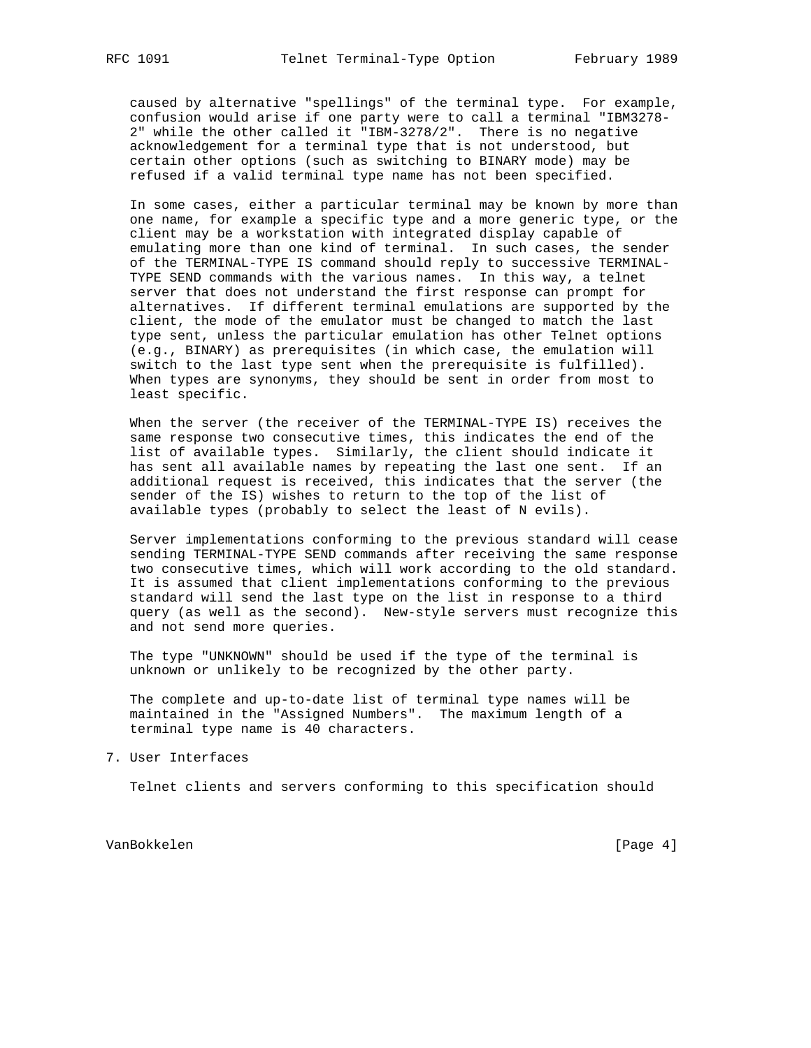caused by alternative "spellings" of the terminal type. For example, confusion would arise if one party were to call a terminal "IBM3278-2" while the other called it "IBM-3278/2". There is no negative acknowledgement for a terminal type that is not understood, but certain other options (such as switching to BINARY mode) may be refused if a valid terminal type name has not been specified.

In some cases, either a particular terminal may be known by more than one name, for example a specific type and a more generic type, or the client may be a workstation with integrated display capable of emulating more than one kind of terminal. In such cases, the sender of the TERMINAL-TYPE IS command should reply to successive TERMINAL-TYPE SEND commands with the various names. In this way, a telnet server that does not understand the first response can prompt for alternatives. If different terminal emulations are supported by the client, the mode of the emulator must be changed to match the last type sent, unless the particular emulation has other Telnet options (e.g., BINARY) as prerequisites (in which case, the emulation will switch to the last type sent when the prerequisite is fulfilled). When types are synonyms, they should be sent in order from most to least specific.

When the server (the receiver of the TERMINAL-TYPE IS) receives the same response two consecutive times, this indicates the end of the list of available types. Similarly, the client should indicate it has sent all available names by repeating the last one sent. If an additional request is received, this indicates that the server (the sender of the IS) wishes to return to the top of the list of available types (probably to select the least of N evils).

Server implementations conforming to the previous standard will cease sending TERMINAL-TYPE SEND commands after receiving the same response two consecutive times, which will work according to the old standard. It is assumed that client implementations conforming to the previous standard will send the last type on the list in response to a third query (as well as the second). New-style servers must recognize this and not send more queries.

The type "UNKNOWN" should be used if the type of the terminal is unknown or unlikely to be recognized by the other party.

The complete and up-to-date list of terminal type names will be maintained in the "Assigned Numbers". The maximum length of a terminal type name is 40 characters.

## 7. User Interfaces

Telnet clients and servers conforming to this specification should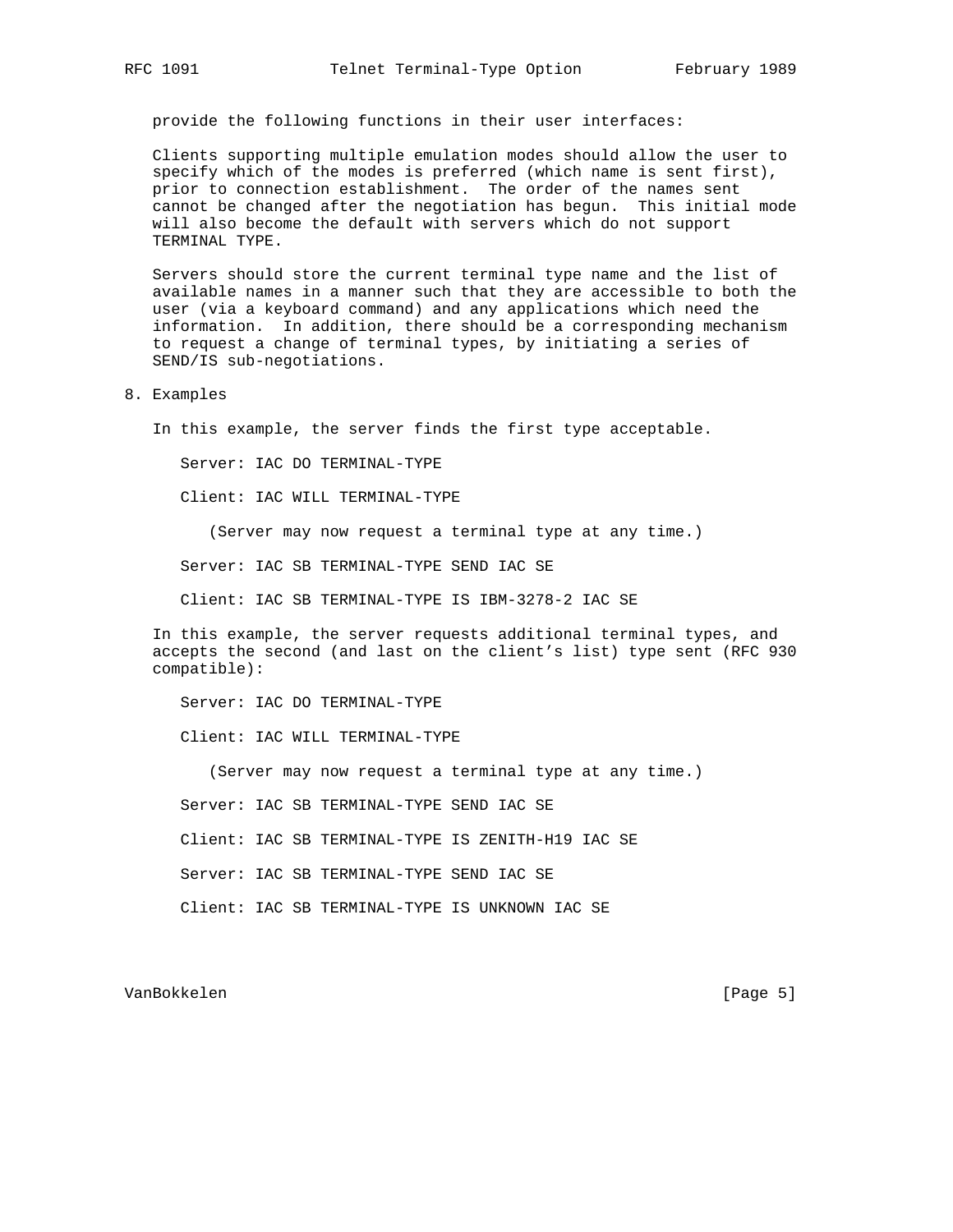provide the following functions in their user interfaces:

Clients supporting multiple emulation modes should allow the user to specify which of the modes is preferred (which name is sent first), prior to connection establishment. The order of the names sent cannot be changed after the negotiation has begun. This initial mode will also become the default with servers which do not support TERMINAL TYPE.

Servers should store the current terminal type name and the list of available names in a manner such that they are accessible to both the user (via a keyboard command) and any applications which need the information. In addition, there should be a corresponding mechanism to request a change of terminal types, by initiating a series of SEND/IS sub-negotiations.

## 8. Examples

In this example, the server finds the first type acceptable.

```
Server: IAC DO TERMINAL-TYPE

Client: IAC WILL TERMINAL-TYPE

   (Server may now request a terminal type at any time.)

Server: IAC SB TERMINAL-TYPE SEND IAC SE

Client: IAC SB TERMINAL-TYPE IS IBM-3278-2 IAC SE
```

In this example, the server requests additional terminal types, and accepts the second (and last on the client's list) type sent (RFC 930 compatible):

```
Server: IAC DO TERMINAL-TYPE

Client: IAC WILL TERMINAL-TYPE

   (Server may now request a terminal type at any time.)

Server: IAC SB TERMINAL-TYPE SEND IAC SE

Client: IAC SB TERMINAL-TYPE IS ZENITH-H19 IAC SE

Server: IAC SB TERMINAL-TYPE SEND IAC SE

Client: IAC SB TERMINAL-TYPE IS UNKNOWN IAC SE
```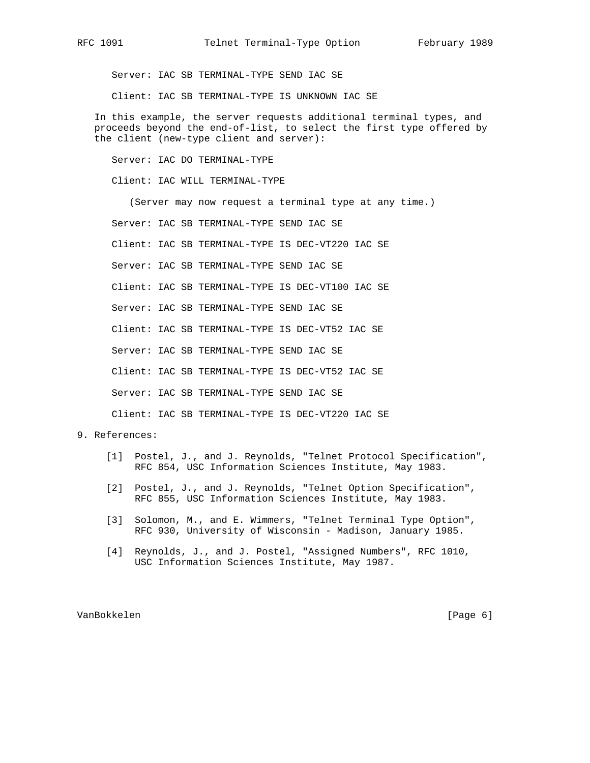```
Server: IAC SB TERMINAL-TYPE SEND IAC SE

Client: IAC SB TERMINAL-TYPE IS UNKNOWN IAC SE
```

In this example, the server requests additional terminal types, and proceeds beyond the end-of-list, to select the first type offered by the client (new-type client and server):

```
Server: IAC DO TERMINAL-TYPE

Client: IAC WILL TERMINAL-TYPE

   (Server may now request a terminal type at any time.)

Server: IAC SB TERMINAL-TYPE SEND IAC SE

Client: IAC SB TERMINAL-TYPE IS DEC-VT220 IAC SE

Server: IAC SB TERMINAL-TYPE SEND IAC SE

Client: IAC SB TERMINAL-TYPE IS DEC-VT100 IAC SE

Server: IAC SB TERMINAL-TYPE SEND IAC SE

Client: IAC SB TERMINAL-TYPE IS DEC-VT52 IAC SE

Server: IAC SB TERMINAL-TYPE SEND IAC SE

Client: IAC SB TERMINAL-TYPE IS DEC-VT52 IAC SE

Server: IAC SB TERMINAL-TYPE SEND IAC SE

Client: IAC SB TERMINAL-TYPE IS DEC-VT220 IAC SE
```

## 9. References:

[1] Postel, J., and J. Reynolds, "Telnet Protocol Specification", RFC 854, USC Information Sciences Institute, May 1983.

[2] Postel, J., and J. Reynolds, "Telnet Option Specification", RFC 855, USC Information Sciences Institute, May 1983.

[3] Solomon, M., and E. Wimmers, "Telnet Terminal Type Option", RFC 930, University of Wisconsin - Madison, January 1985.

[4] Reynolds, J., and J. Postel, "Assigned Numbers", RFC 1010, USC Information Sciences Institute, May 1987.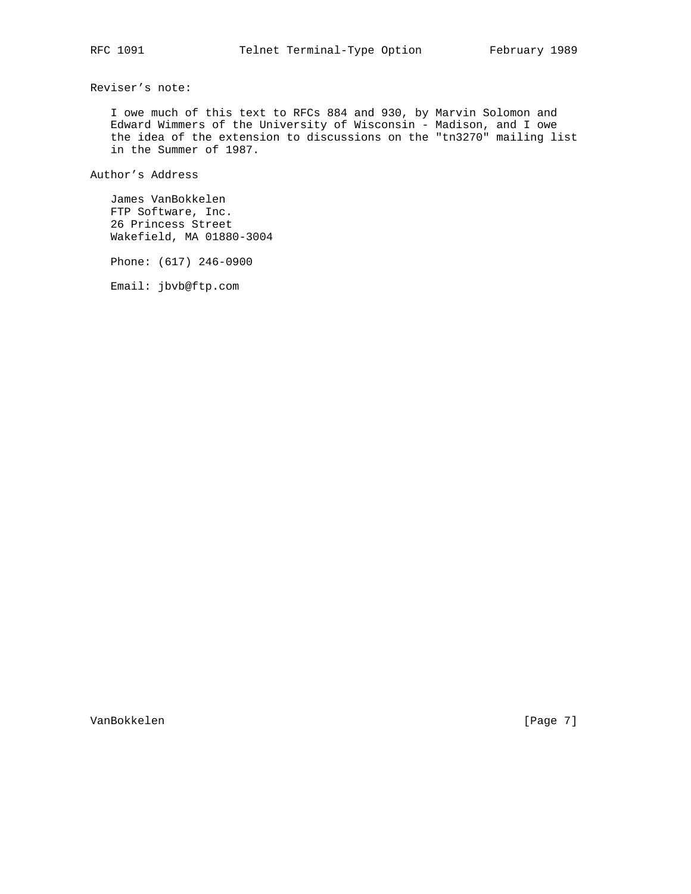## Reviser's note:

I owe much of this text to RFCs 884 and 930, by Marvin Solomon and Edward Wimmers of the University of Wisconsin - Madison, and I owe the idea of the extension to discussions on the "tn3270" mailing list in the Summer of 1987.

## Author's Address

James VanBokkelen
FTP Software, Inc.
26 Princess Street
Wakefield, MA 01880-3004

Phone: (617) 246-0900

Email: jbvb@ftp.com